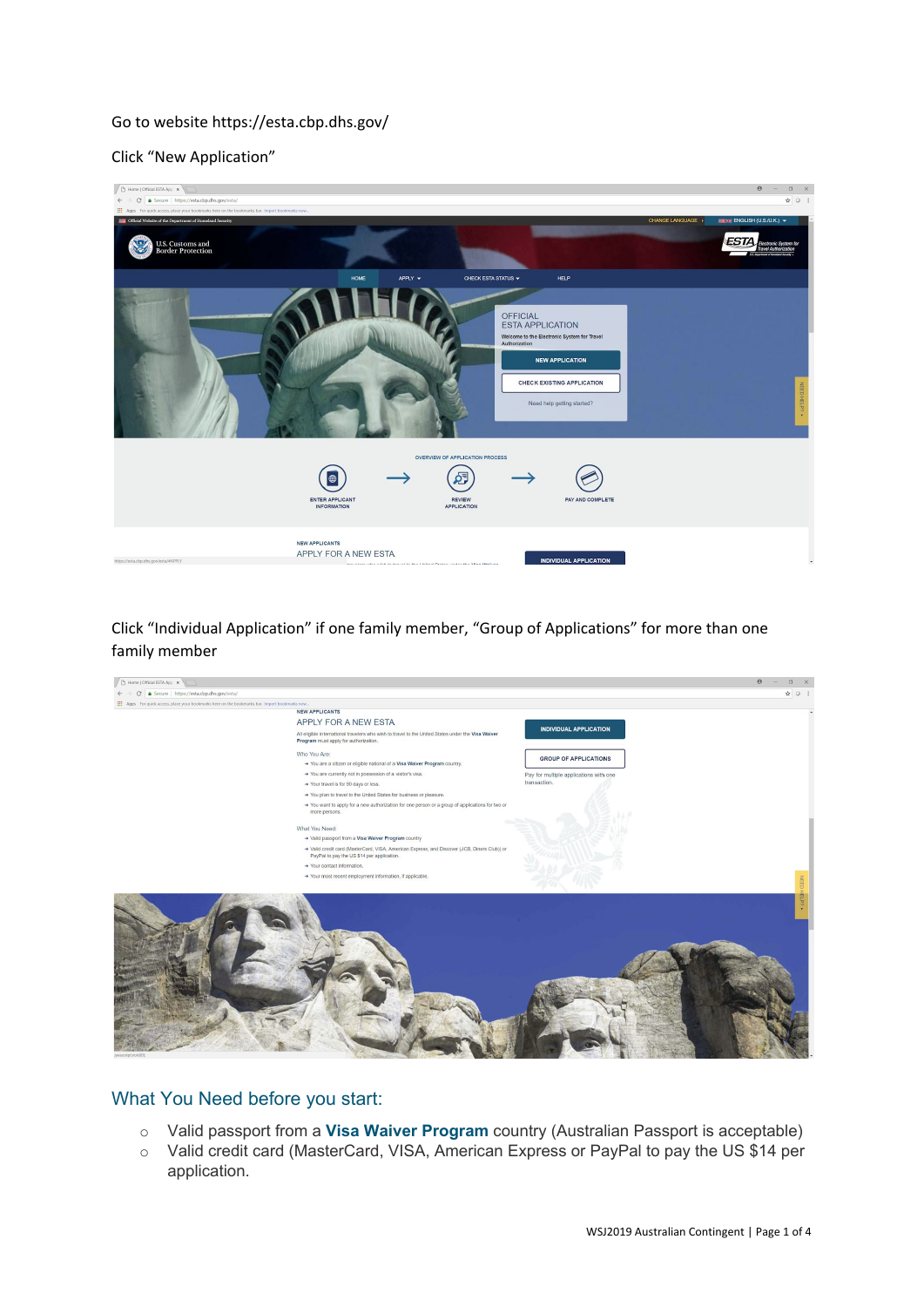Go to website https://esta.cbp.dhs.gov/

Click "New Application"

Click "Individual Application" if one family member, "Group of Applications" for more than one family member

## What You Need before you start:

- Valid passport from a **Visa Waiver Program** country (Australian Passport is acceptable)
- Valid credit card (MasterCard, VISA, American Express or PayPal to pay the US $14 per application.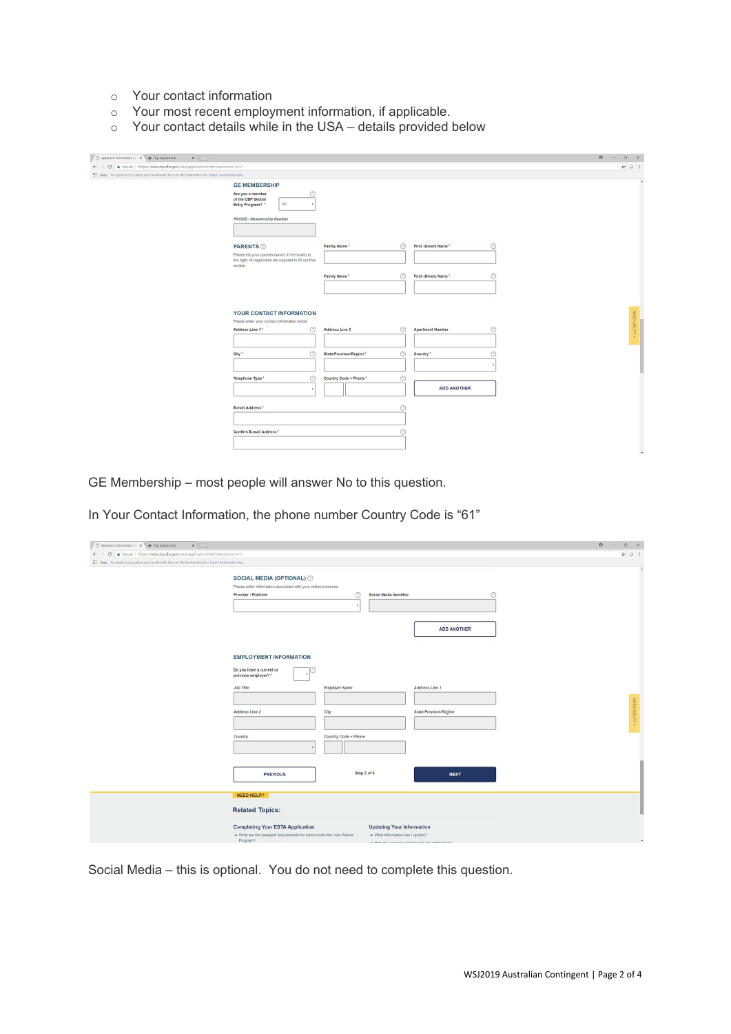- Your contact information
- Your most recent employment information, if applicable.
- Your contact details while in the USA – details provided below

GE Membership – most people will answer No to this question.

In Your Contact Information, the phone number Country Code is "61"

Social Media – this is optional. You do not need to complete this question.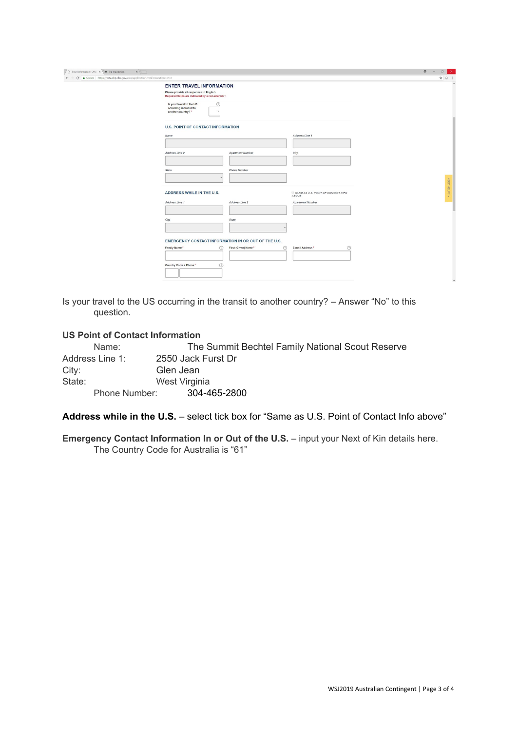Is your travel to the US occurring in the transit to another country? – Answer "No" to this question.

**US Point of Contact Information**

Name: The Summit Bechtel Family National Scout Reserve
Address Line 1: 2550 Jack Furst Dr
City: Glen Jean
State: West Virginia
Phone Number: 304-465-2800

**Address while in the U.S.** – select tick box for "Same as U.S. Point of Contact Info above"

**Emergency Contact Information In or Out of the U.S.** – input your Next of Kin details here.
The Country Code for Australia is "61"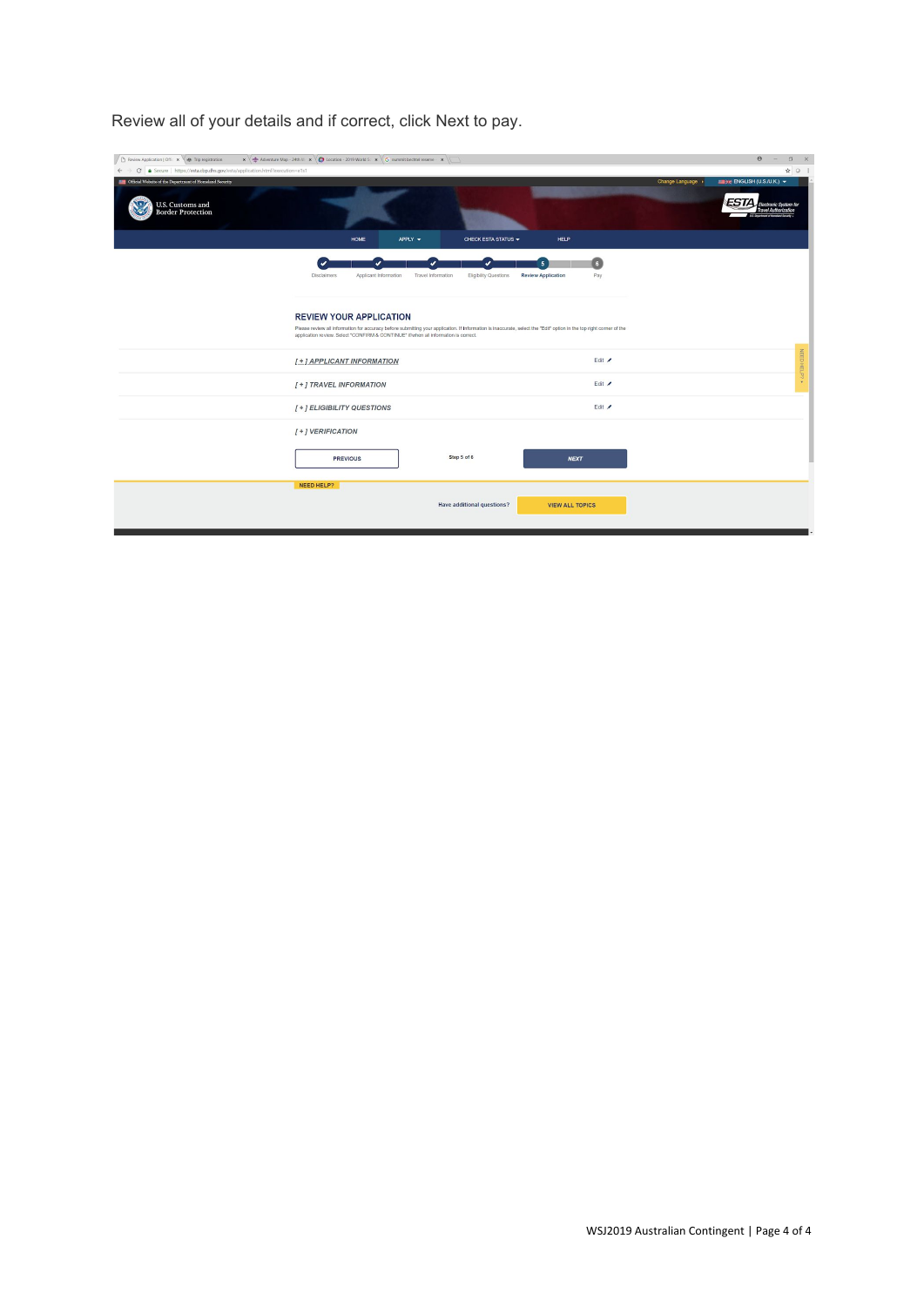Review all of your details and if correct, click Next to pay.

Official Website of the Department of Homeland Security

Change Language | ENGLISH (U.S./U.K.)

U.S. Customs and Border Protection

ESTA Electronic System for Travel Authorization

HOME | APPLY | CHECK ESTA STATUS | HELP

Disclaimers | Applicant Information | Travel Information | Eligibility Questions | 5 Review Application | 6 Pay

## REVIEW YOUR APPLICATION

Please review all information for accuracy before submitting your application. If information is inaccurate, select the "Edit" option in the top right corner of the application review. Select "CONFIRM & CONTINUE" when all information is correct.

[ + ] APPLICANT INFORMATION — Edit

[ + ] TRAVEL INFORMATION — Edit

[ + ] ELIGIBILITY QUESTIONS — Edit

[ + ] VERIFICATION

PREVIOUS | Step 5 of 6 | NEXT

NEED HELP?

Have additional questions? VIEW ALL TOPICS